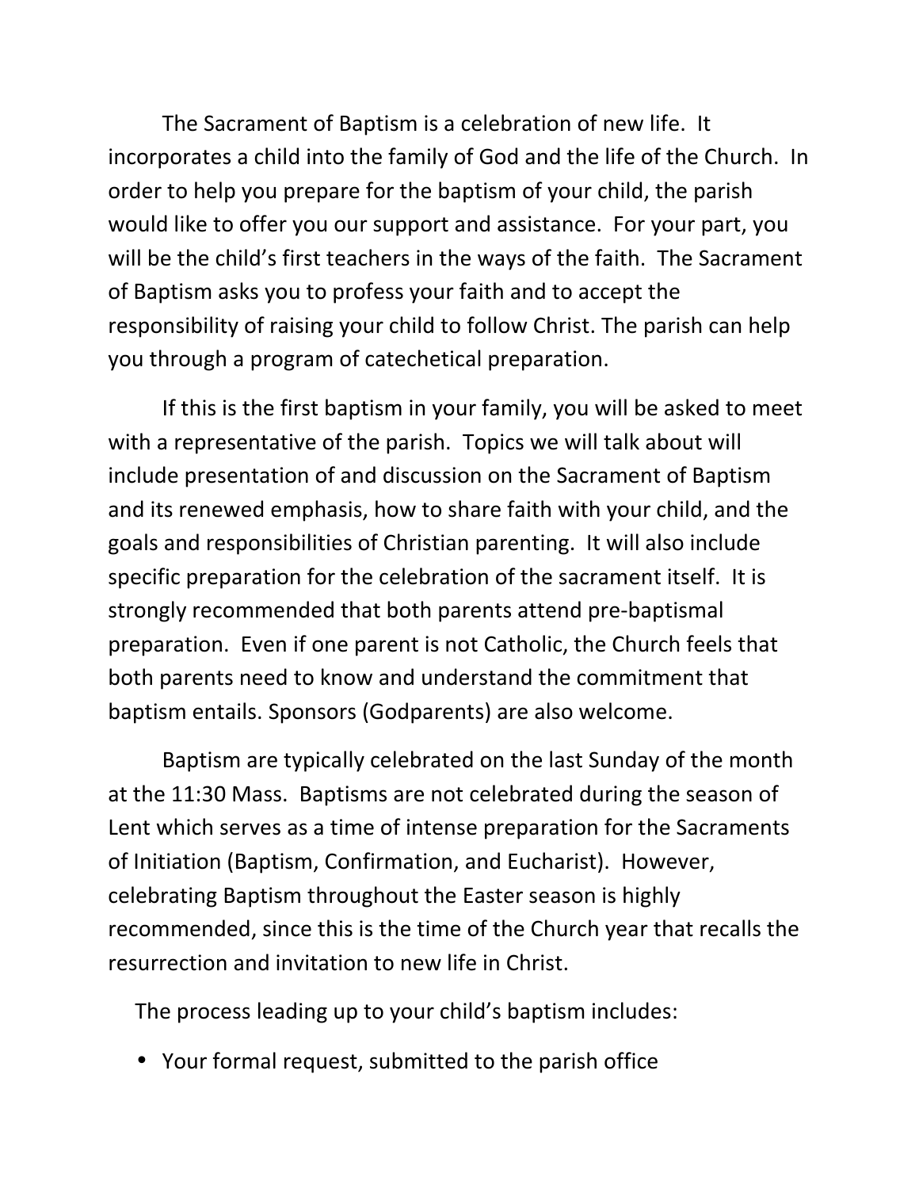The Sacrament of Baptism is a celebration of new life. It incorporates a child into the family of God and the life of the Church. In order to help you prepare for the baptism of your child, the parish would like to offer you our support and assistance. For your part, you will be the child's first teachers in the ways of the faith. The Sacrament of Baptism asks you to profess your faith and to accept the responsibility of raising your child to follow Christ. The parish can help you through a program of catechetical preparation.

If this is the first baptism in your family, you will be asked to meet with a representative of the parish. Topics we will talk about will include presentation of and discussion on the Sacrament of Baptism and its renewed emphasis, how to share faith with your child, and the goals and responsibilities of Christian parenting. It will also include specific preparation for the celebration of the sacrament itself. It is strongly recommended that both parents attend pre-baptismal preparation. Even if one parent is not Catholic, the Church feels that both parents need to know and understand the commitment that baptism entails. Sponsors (Godparents) are also welcome.

Baptism are typically celebrated on the last Sunday of the month at the 11:30 Mass. Baptisms are not celebrated during the season of Lent which serves as a time of intense preparation for the Sacraments of Initiation (Baptism, Confirmation, and Eucharist). However, celebrating Baptism throughout the Easter season is highly recommended, since this is the time of the Church year that recalls the resurrection and invitation to new life in Christ.

The process leading up to your child's baptism includes:

- Your formal request, submitted to the parish office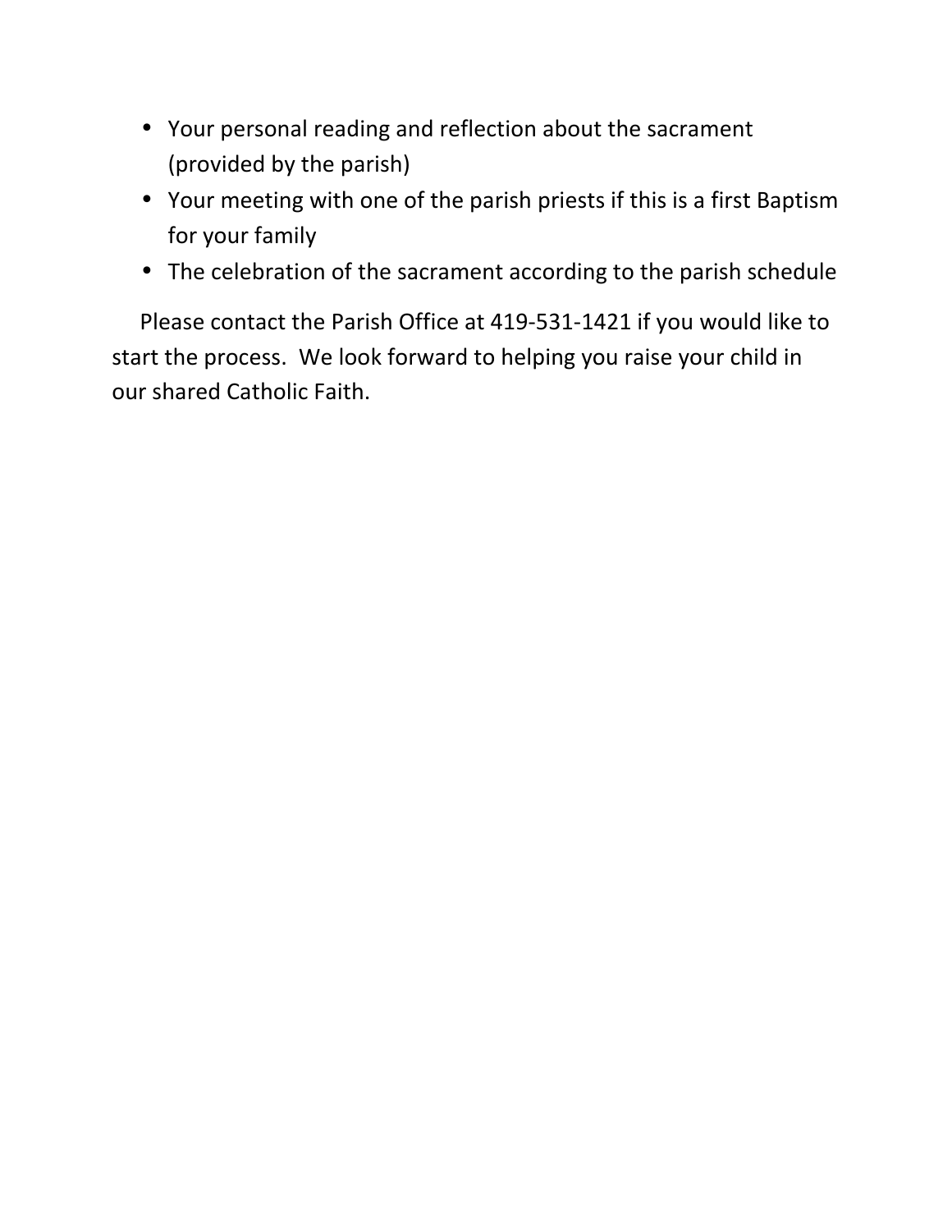- Your personal reading and reflection about the sacrament (provided by the parish)
- Your meeting with one of the parish priests if this is a first Baptism for your family
- The celebration of the sacrament according to the parish schedule

Please contact the Parish Office at 419-531-1421 if you would like to start the process. We look forward to helping you raise your child in our shared Catholic Faith.